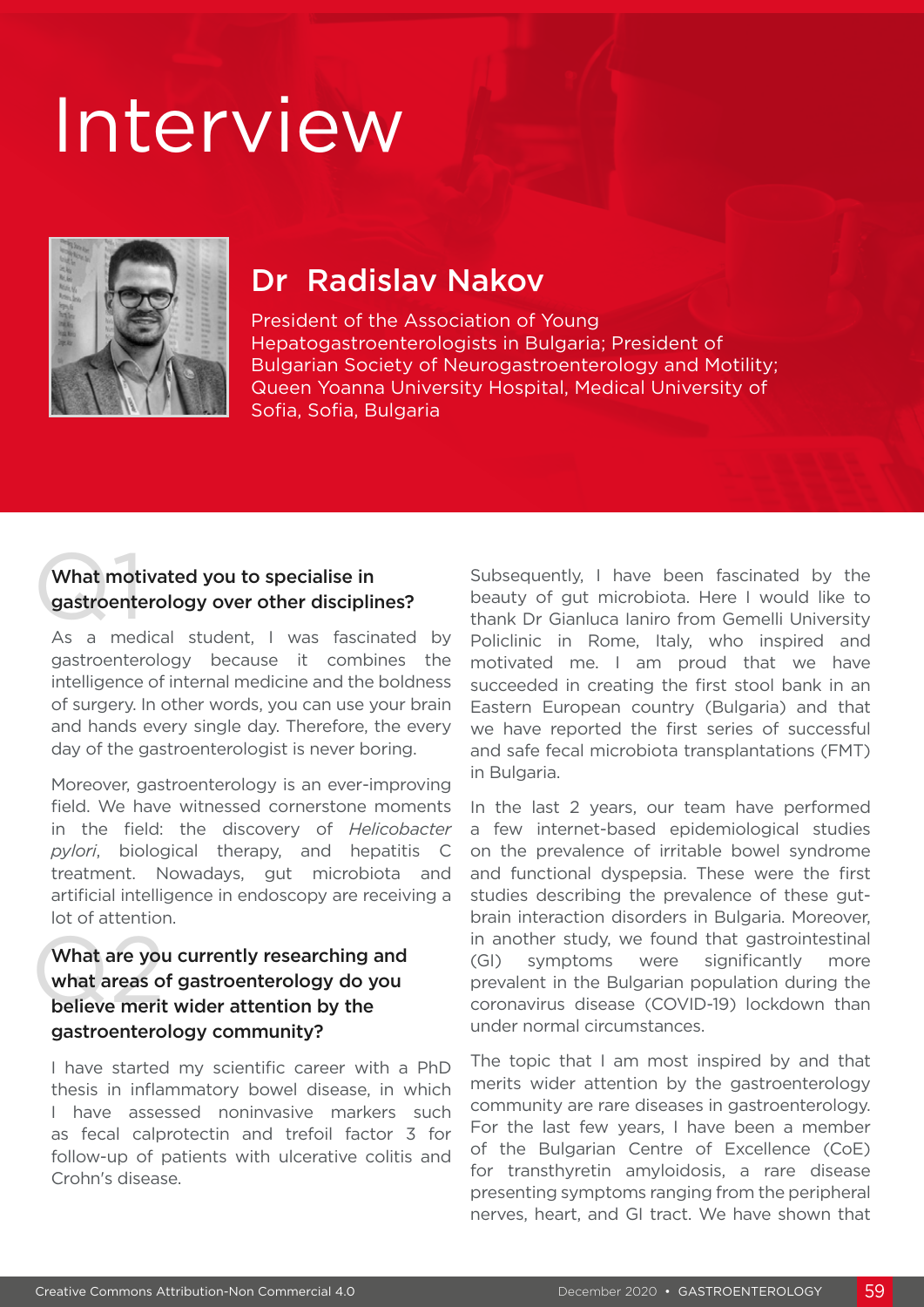# Interview

## Dr Radislav Nakov

President of the Association of Young Hepatogastroenterologists in Bulgaria; President of Bulgarian Society of Neurogastroenterology and Motility; Queen Yoanna University Hospital, Medical University of Sofia, Sofia, Bulgaria

### Q1 What motivated you to specialise in gastroenterology over other disciplines?

As a medical student, I was fascinated by gastroenterology because it combines the intelligence of internal medicine and the boldness of surgery. In other words, you can use your brain and hands every single day. Therefore, the every day of the gastroenterologist is never boring.

Moreover, gastroenterology is an ever-improving field. We have witnessed cornerstone moments in the field: the discovery of *Helicobacter pylori*, biological therapy, and hepatitis C treatment. Nowadays, gut microbiota and artificial intelligence in endoscopy are receiving a lot of attention.

### Q2 What are you currently researching and what areas of gastroenterology do you believe merit wider attention by the gastroenterology community?

I have started my scientific career with a PhD thesis in inflammatory bowel disease, in which I have assessed noninvasive markers such as fecal calprotectin and trefoil factor 3 for follow-up of patients with ulcerative colitis and Crohn's disease.

Subsequently, I have been fascinated by the beauty of gut microbiota. Here I would like to thank Dr Gianluca Ianiro from Gemelli University Policlinic in Rome, Italy, who inspired and motivated me. I am proud that we have succeeded in creating the first stool bank in an Eastern European country (Bulgaria) and that we have reported the first series of successful and safe fecal microbiota transplantations (FMT) in Bulgaria.

In the last 2 years, our team have performed a few internet-based epidemiological studies on the prevalence of irritable bowel syndrome and functional dyspepsia. These were the first studies describing the prevalence of these gut-brain interaction disorders in Bulgaria. Moreover, in another study, we found that gastrointestinal (GI) symptoms were significantly more prevalent in the Bulgarian population during the coronavirus disease (COVID-19) lockdown than under normal circumstances.

The topic that I am most inspired by and that merits wider attention by the gastroenterology community are rare diseases in gastroenterology. For the last few years, I have been a member of the Bulgarian Centre of Excellence (CoE) for transthyretin amyloidosis, a rare disease presenting symptoms ranging from the peripheral nerves, heart, and GI tract. We have shown that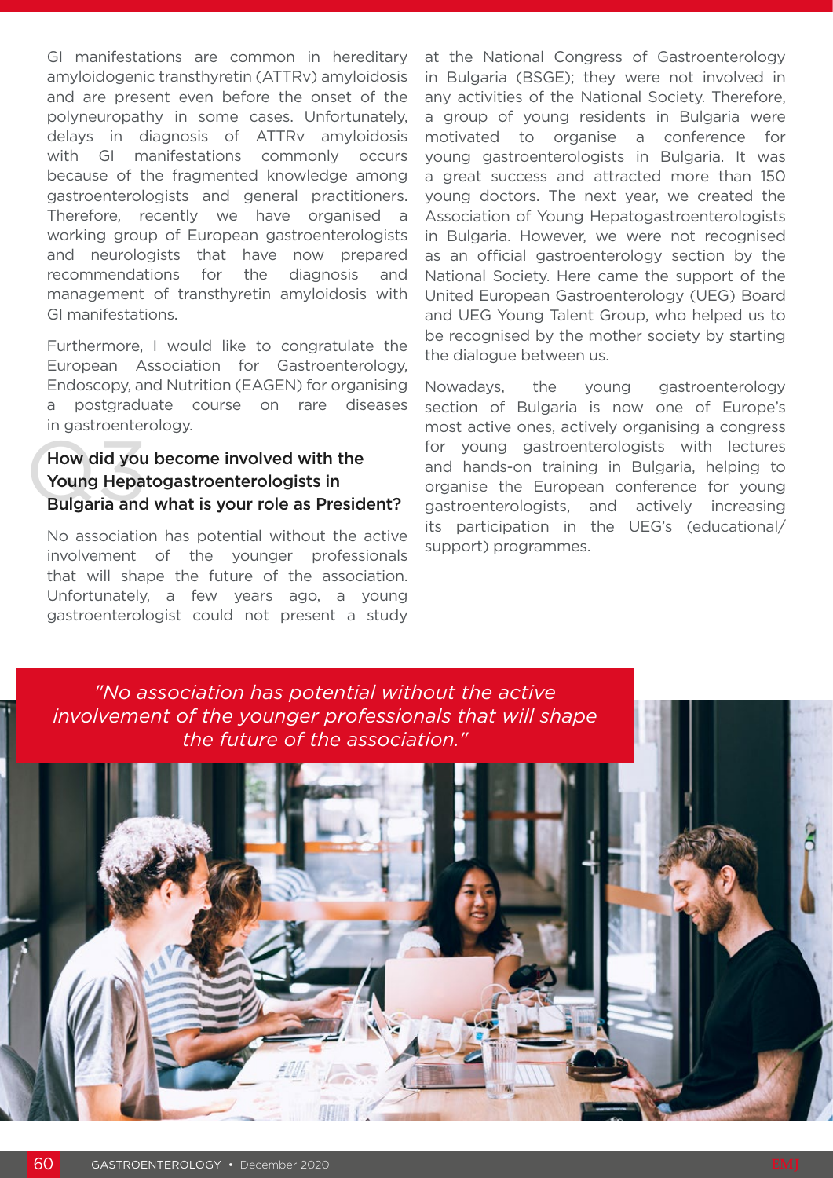GI manifestations are common in hereditary amyloidogenic transthyretin (ATTRv) amyloidosis and are present even before the onset of the polyneuropathy in some cases. Unfortunately, delays in diagnosis of ATTRv amyloidosis with GI manifestations commonly occurs because of the fragmented knowledge among gastroenterologists and general practitioners. Therefore, recently we have organised a working group of European gastroenterologists and neurologists that have now prepared recommendations for the diagnosis and management of transthyretin amyloidosis with GI manifestations.

Furthermore, I would like to congratulate the European Association for Gastroenterology, Endoscopy, and Nutrition (EAGEN) for organising a postgraduate course on rare diseases in gastroenterology.

### Q3 How did you become involved with the Young Hepatogastroenterologists in Bulgaria and what is your role as President?

No association has potential without the active involvement of the younger professionals that will shape the future of the association. Unfortunately, a few years ago, a young gastroenterologist could not present a study at the National Congress of Gastroenterology in Bulgaria (BSGE); they were not involved in any activities of the National Society. Therefore, a group of young residents in Bulgaria were motivated to organise a conference for young gastroenterologists in Bulgaria. It was a great success and attracted more than 150 young doctors. The next year, we created the Association of Young Hepatogastroenterologists in Bulgaria. However, we were not recognised as an official gastroenterology section by the National Society. Here came the support of the United European Gastroenterology (UEG) Board and UEG Young Talent Group, who helped us to be recognised by the mother society by starting the dialogue between us.

Nowadays, the young gastroenterology section of Bulgaria is now one of Europe's most active ones, actively organising a congress for young gastroenterologists with lectures and hands-on training in Bulgaria, helping to organise the European conference for young gastroenterologists, and actively increasing its participation in the UEG's (educational/support) programmes.

*"No association has potential without the active involvement of the younger professionals that will shape the future of the association."*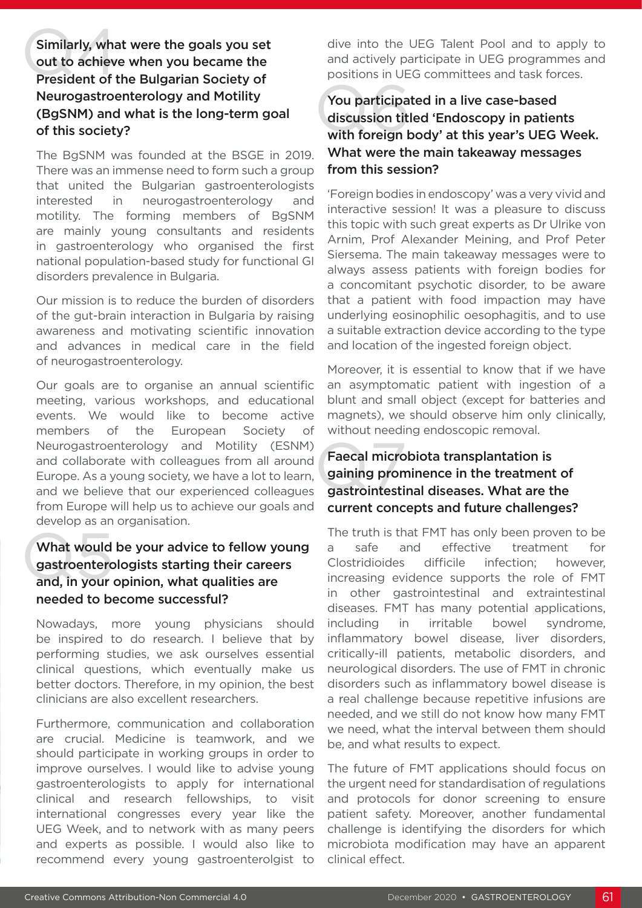## Q4 Similarly, what were the goals you set out to achieve when you became the President of the Bulgarian Society of Neurogastroenterology and Motility (BgSNM) and what is the long-term goal of this society?

The BgSNM was founded at the BSGE in 2019. There was an immense need to form such a group that united the Bulgarian gastroenterologists interested in neurogastroenterology and motility. The forming members of BgSNM are mainly young consultants and residents in gastroenterology who organised the first national population-based study for functional GI disorders prevalence in Bulgaria.

Our mission is to reduce the burden of disorders of the gut-brain interaction in Bulgaria by raising awareness and motivating scientific innovation and advances in medical care in the field of neurogastroenterology.

Our goals are to organise an annual scientific meeting, various workshops, and educational events. We would like to become active members of the European Society of Neurogastroenterology and Motility (ESNM) and collaborate with colleagues from all around Europe. As a young society, we have a lot to learn, and we believe that our experienced colleagues from Europe will help us to achieve our goals and develop as an organisation.

## Q5 What would be your advice to fellow young gastroenterologists starting their careers and, in your opinion, what qualities are needed to become successful?

Nowadays, more young physicians should be inspired to do research. I believe that by performing studies, we ask ourselves essential clinical questions, which eventually make us better doctors. Therefore, in my opinion, the best clinicians are also excellent researchers.

Furthermore, communication and collaboration are crucial. Medicine is teamwork, and we should participate in working groups in order to improve ourselves. I would like to advise young gastroenterologists to apply for international clinical and research fellowships, to visit international congresses every year like the UEG Week, and to network with as many peers and experts as possible. I would also like to recommend every young gastroenterolgist to dive into the UEG Talent Pool and to apply to and actively participate in UEG programmes and positions in UEG committees and task forces.

## Q6 You participated in a live case-based discussion titled 'Endoscopy in patients with foreign body' at this year's UEG Week. What were the main takeaway messages from this session?

'Foreign bodies in endoscopy' was a very vivid and interactive session! It was a pleasure to discuss this topic with such great experts as Dr Ulrike von Arnim, Prof Alexander Meining, and Prof Peter Siersema. The main takeaway messages were to always assess patients with foreign bodies for a concomitant psychotic disorder, to be aware that a patient with food impaction may have underlying eosinophilic oesophagitis, and to use a suitable extraction device according to the type and location of the ingested foreign object.

Moreover, it is essential to know that if we have an asymptomatic patient with ingestion of a blunt and small object (except for batteries and magnets), we should observe him only clinically, without needing endoscopic removal.

## Q7 Faecal microbiota transplantation is gaining prominence in the treatment of gastrointestinal diseases. What are the current concepts and future challenges?

The truth is that FMT has only been proven to be a safe and effective treatment for Clostridioides difficile infection; however, increasing evidence supports the role of FMT in other gastrointestinal and extraintestinal diseases. FMT has many potential applications, including in irritable bowel syndrome, inflammatory bowel disease, liver disorders, critically-ill patients, metabolic disorders, and neurological disorders. The use of FMT in chronic disorders such as inflammatory bowel disease is a real challenge because repetitive infusions are needed, and we still do not know how many FMT we need, what the interval between them should be, and what results to expect.

The future of FMT applications should focus on the urgent need for standardisation of regulations and protocols for donor screening to ensure patient safety. Moreover, another fundamental challenge is identifying the disorders for which microbiota modification may have an apparent clinical effect.